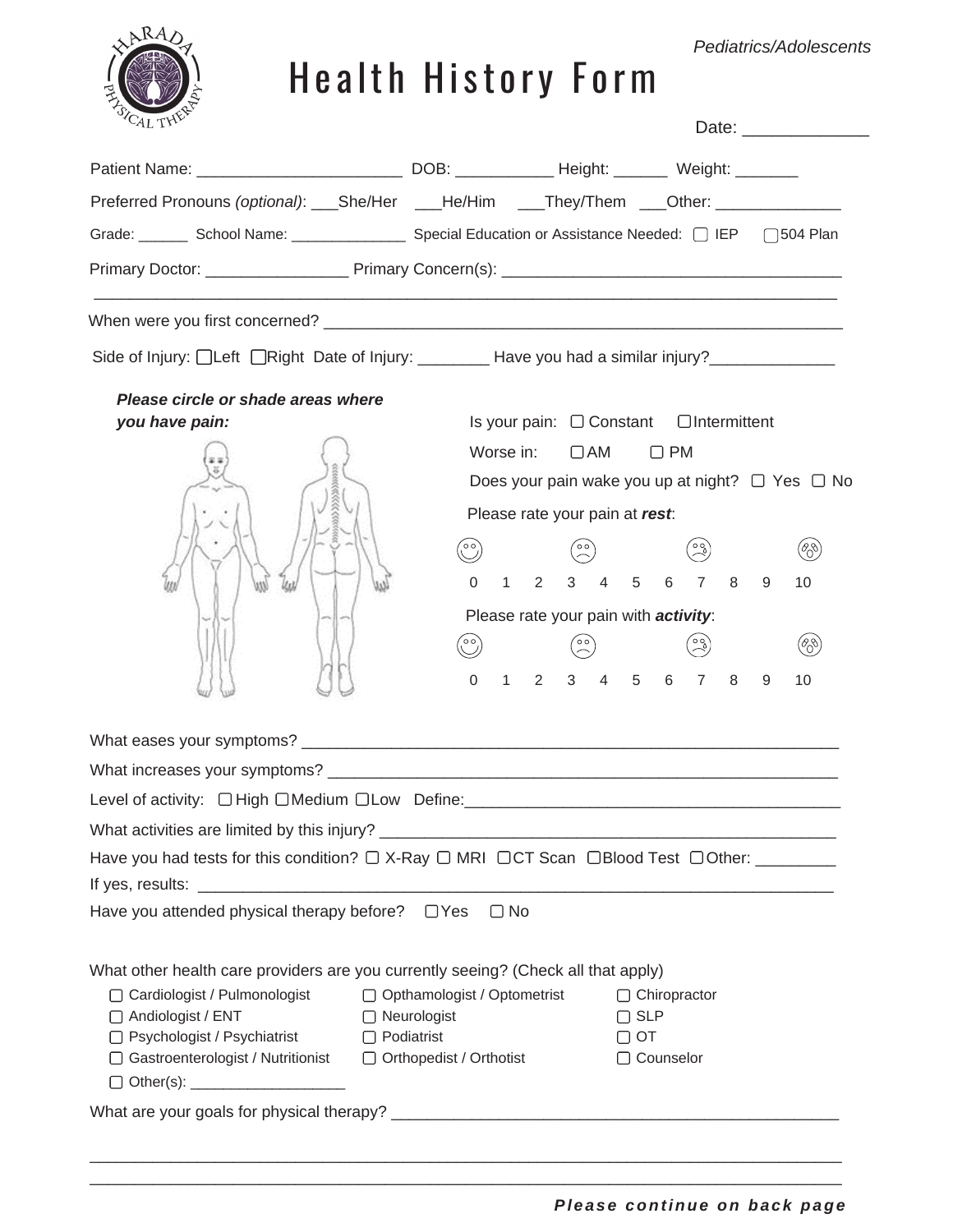*Pediatrics/Adolescents*

# Health History Form

Date: _____________

Patient Name: ______________________ DOB: ___________ Height: ______ Weight: _______

Preferred Pronouns *(optional)*: ___She/Her ___He/Him ___They/Them ___Other: ______________

Grade: ______ School Name: ______________ Special Education or Assistance Needed: ☐ IEP ☐ 504 Plan

Primary Doctor: ________________ Primary Concern(s): _____________________________________

_____________________________________________________________________________

When were you first concerned? _________________________________________________________

Side of Injury: ☐ Left ☐ Right Date of Injury: ________ Have you had a similar injury?______________

***Please circle or shade areas where you have pain:***

Is your pain: ☐ Constant ☐ Intermittent

Worse in: ☐ AM ☐ PM

Does your pain wake you up at night? ☐ Yes ☐ No

Please rate your pain at ***rest***:

0 1 2 3 4 5 6 7 8 9 10

Please rate your pain with ***activity***:

0 1 2 3 4 5 6 7 8 9 10

What eases your symptoms? ___________________________________________________________

What increases your symptoms? ________________________________________________________

Level of activity: ☐ High ☐ Medium ☐ Low Define:__________________________________________

What activities are limited by this injury? _______________________________________________

Have you had tests for this condition? ☐ X-Ray ☐ MRI ☐ CT Scan ☐ Blood Test ☐ Other: _________

If yes, results: ______________________________________________________________________

Have you attended physical therapy before? ☐ Yes ☐ No

What other health care providers are you currently seeing? (Check all that apply)

- ☐ Cardiologist / Pulmonologist
- ☐ Andiologist / ENT
- ☐ Psychologist / Psychiatrist
- ☐ Gastroenterologist / Nutritionist
- ☐ Other(s): __________________
- ☐ Opthamologist / Optometrist
- ☐ Neurologist
- ☐ Podiatrist
- ☐ Orthopedist / Orthotist
- ☐ Chiropractor
- ☐ SLP
- ☐ OT
- ☐ Counselor

What are your goals for physical therapy? __________________________________________________

_____________________________________________________________________________

_____________________________________________________________________________

***Please continue on back page***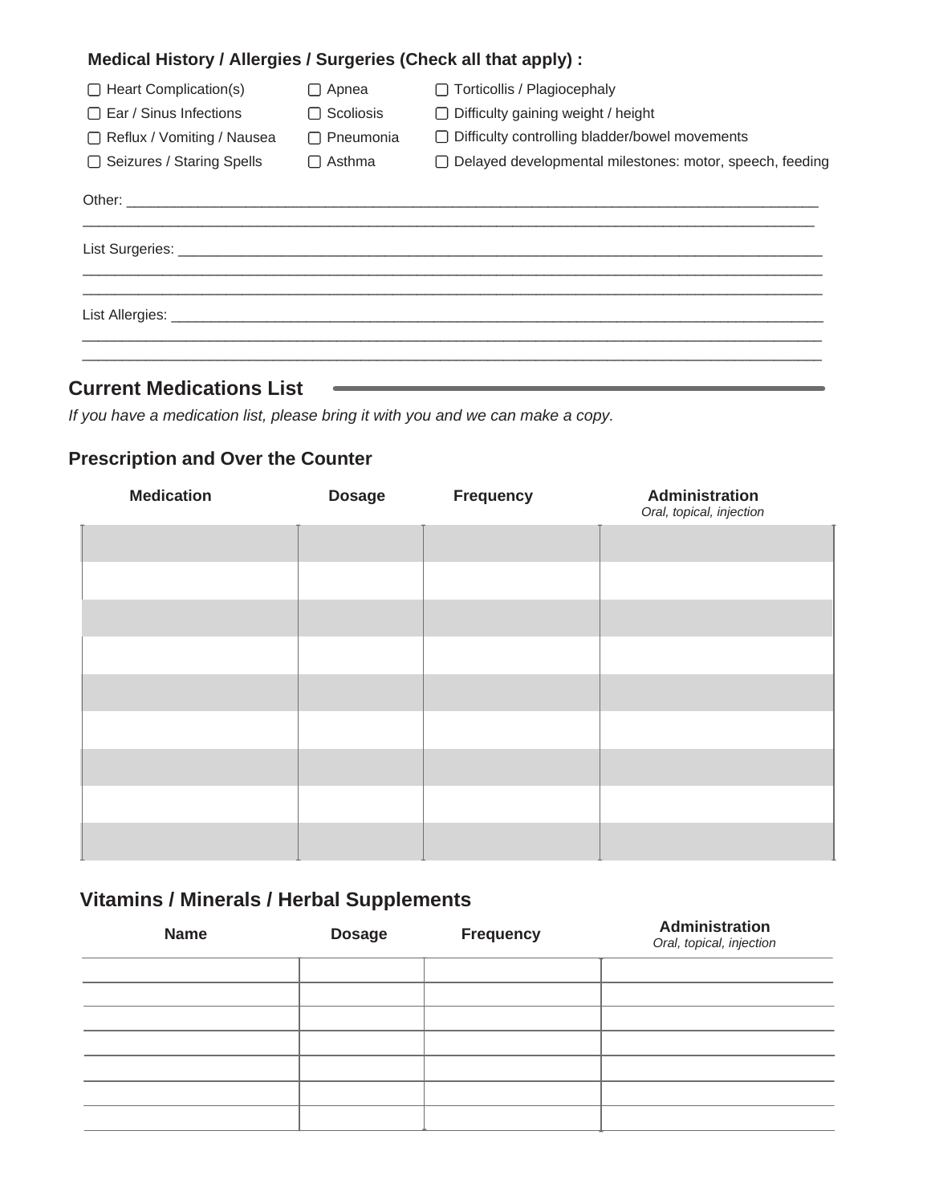**Medical History / Allergies / Surgeries (Check all that apply) :**

- ▢ Heart Complication(s)
- ▢ Ear / Sinus Infections
- ▢ Reflux / Vomiting / Nausea
- ▢ Seizures / Staring Spells
- ▢ Apnea
- ▢ Scoliosis
- ▢ Pneumonia
- ▢ Asthma
- ▢ Torticollis / Plagiocephaly
- ▢ Difficulty gaining weight / height
- ▢ Difficulty controlling bladder/bowel movements
- ▢ Delayed developmental milestones: motor, speech, feeding

Other: ____________________________________________________________________________

____________________________________________________________________________

List Surgeries: ____________________________________________________________________________

____________________________________________________________________________

____________________________________________________________________________

List Allergies: ____________________________________________________________________________

____________________________________________________________________________

____________________________________________________________________________

## Current Medications List

*If you have a medication list, please bring it with you and we can make a copy.*

### Prescription and Over the Counter

| Medication | Dosage | Frequency | Administration *Oral, topical, injection* |
|---|---|---|---|
| | | | |
| | | | |
| | | | |
| | | | |
| | | | |
| | | | |
| | | | |
| | | | |
| | | | |

### Vitamins / Minerals / Herbal Supplements

| Name | Dosage | Frequency | Administration *Oral, topical, injection* |
|---|---|---|---|
| | | | |
| | | | |
| | | | |
| | | | |
| | | | |
| | | | |
| | | | |